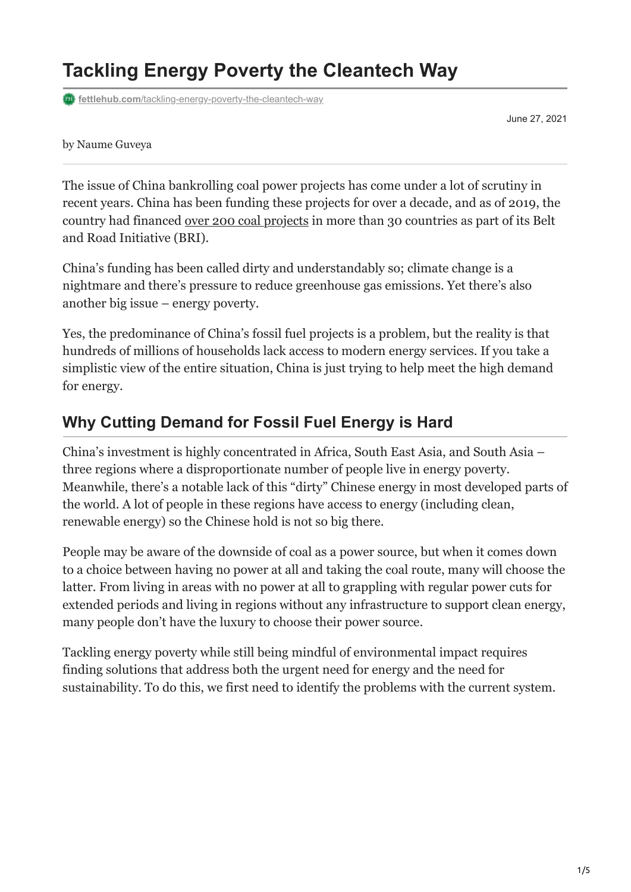# Tackling Energy Poverty the Cleantech Way

fettlehub.com/tackling-energy-poverty-the-cleantech-way

June 27, 2021

by Naume Guveya

The issue of China bankrolling coal power projects has come under a lot of scrutiny in recent years. China has been funding these projects for over a decade, and as of 2019, the country had financed over 200 coal projects in more than 30 countries as part of its Belt and Road Initiative (BRI).

China's funding has been called dirty and understandably so; climate change is a nightmare and there's pressure to reduce greenhouse gas emissions. Yet there's also another big issue – energy poverty.

Yes, the predominance of China's fossil fuel projects is a problem, but the reality is that hundreds of millions of households lack access to modern energy services. If you take a simplistic view of the entire situation, China is just trying to help meet the high demand for energy.

## Why Cutting Demand for Fossil Fuel Energy is Hard

China's investment is highly concentrated in Africa, South East Asia, and South Asia – three regions where a disproportionate number of people live in energy poverty. Meanwhile, there's a notable lack of this "dirty" Chinese energy in most developed parts of the world. A lot of people in these regions have access to energy (including clean, renewable energy) so the Chinese hold is not so big there.

People may be aware of the downside of coal as a power source, but when it comes down to a choice between having no power at all and taking the coal route, many will choose the latter. From living in areas with no power at all to grappling with regular power cuts for extended periods and living in regions without any infrastructure to support clean energy, many people don't have the luxury to choose their power source.

Tackling energy poverty while still being mindful of environmental impact requires finding solutions that address both the urgent need for energy and the need for sustainability. To do this, we first need to identify the problems with the current system.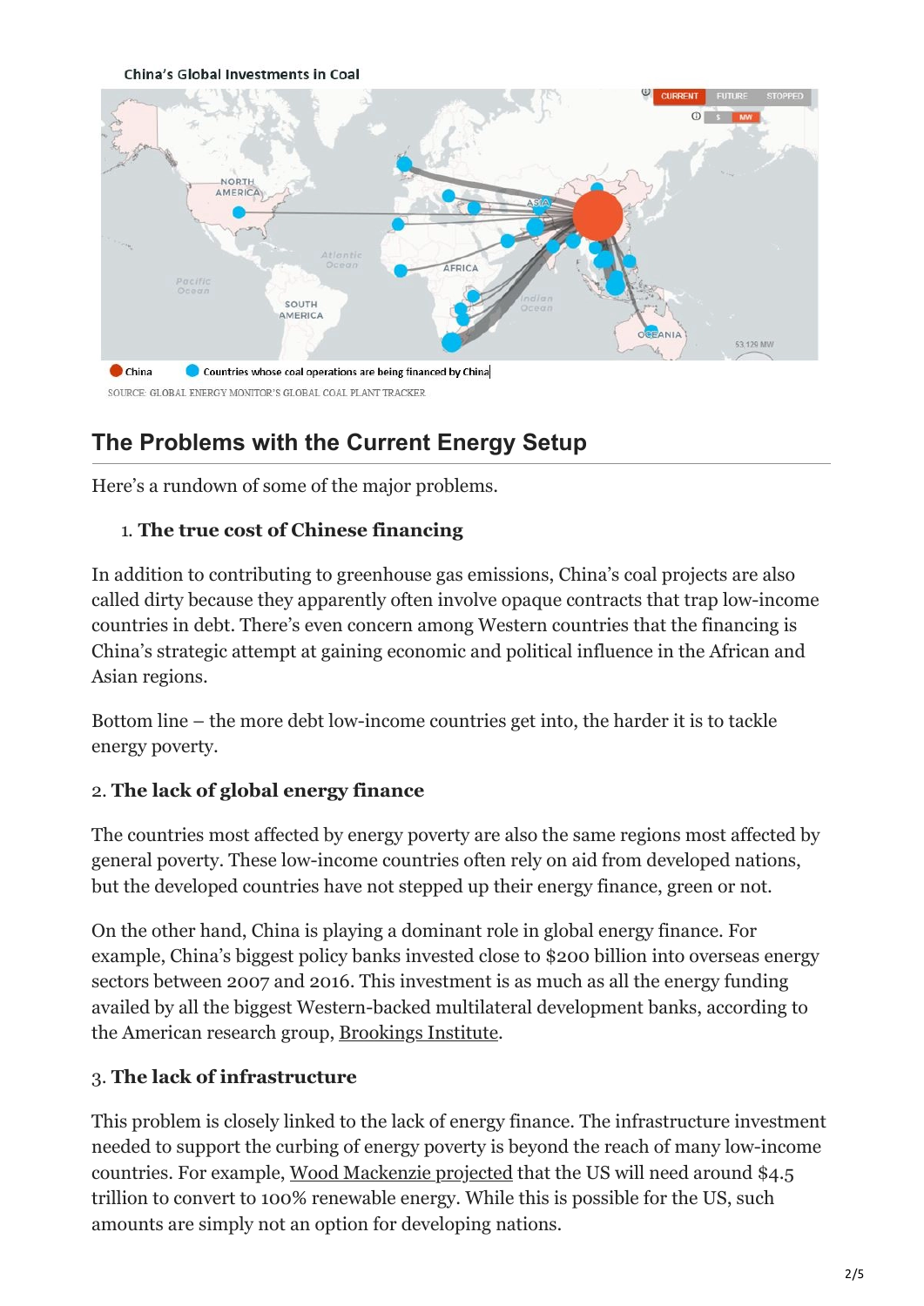China's Global Investments in Coal

China · Countries whose coal operations are being financed by China

SOURCE: GLOBAL ENERGY MONITOR'S GLOBAL COAL PLANT TRACKER

## The Problems with the Current Energy Setup

Here's a rundown of some of the major problems.

1. **The true cost of Chinese financing**

In addition to contributing to greenhouse gas emissions, China's coal projects are also called dirty because they apparently often involve opaque contracts that trap low-income countries in debt. There's even concern among Western countries that the financing is China's strategic attempt at gaining economic and political influence in the African and Asian regions.

Bottom line – the more debt low-income countries get into, the harder it is to tackle energy poverty.

2. **The lack of global energy finance**

The countries most affected by energy poverty are also the same regions most affected by general poverty. These low-income countries often rely on aid from developed nations, but the developed countries have not stepped up their energy finance, green or not.

On the other hand, China is playing a dominant role in global energy finance. For example, China's biggest policy banks invested close to $200 billion into overseas energy sectors between 2007 and 2016. This investment is as much as all the energy funding availed by all the biggest Western-backed multilateral development banks, according to the American research group, Brookings Institute.

3. **The lack of infrastructure**

This problem is closely linked to the lack of energy finance. The infrastructure investment needed to support the curbing of energy poverty is beyond the reach of many low-income countries. For example, Wood Mackenzie projected that the US will need around $4.5 trillion to convert to 100% renewable energy. While this is possible for the US, such amounts are simply not an option for developing nations.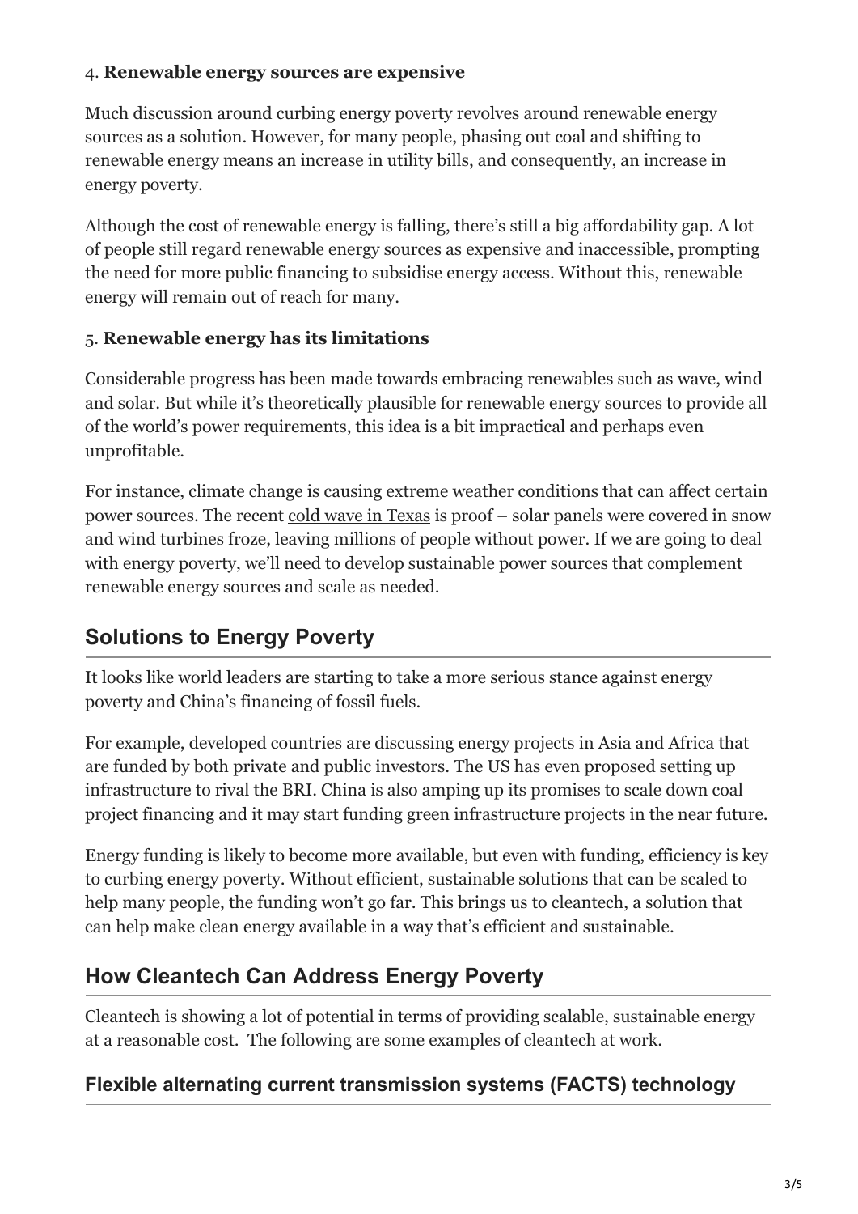4. **Renewable energy sources are expensive**

Much discussion around curbing energy poverty revolves around renewable energy sources as a solution. However, for many people, phasing out coal and shifting to renewable energy means an increase in utility bills, and consequently, an increase in energy poverty.

Although the cost of renewable energy is falling, there's still a big affordability gap. A lot of people still regard renewable energy sources as expensive and inaccessible, prompting the need for more public financing to subsidise energy access. Without this, renewable energy will remain out of reach for many.

5. **Renewable energy has its limitations**

Considerable progress has been made towards embracing renewables such as wave, wind and solar. But while it's theoretically plausible for renewable energy sources to provide all of the world's power requirements, this idea is a bit impractical and perhaps even unprofitable.

For instance, climate change is causing extreme weather conditions that can affect certain power sources. The recent cold wave in Texas is proof – solar panels were covered in snow and wind turbines froze, leaving millions of people without power. If we are going to deal with energy poverty, we'll need to develop sustainable power sources that complement renewable energy sources and scale as needed.

## Solutions to Energy Poverty

It looks like world leaders are starting to take a more serious stance against energy poverty and China's financing of fossil fuels.

For example, developed countries are discussing energy projects in Asia and Africa that are funded by both private and public investors. The US has even proposed setting up infrastructure to rival the BRI. China is also amping up its promises to scale down coal project financing and it may start funding green infrastructure projects in the near future.

Energy funding is likely to become more available, but even with funding, efficiency is key to curbing energy poverty. Without efficient, sustainable solutions that can be scaled to help many people, the funding won't go far. This brings us to cleantech, a solution that can help make clean energy available in a way that's efficient and sustainable.

## How Cleantech Can Address Energy Poverty

Cleantech is showing a lot of potential in terms of providing scalable, sustainable energy at a reasonable cost. The following are some examples of cleantech at work.

### Flexible alternating current transmission systems (FACTS) technology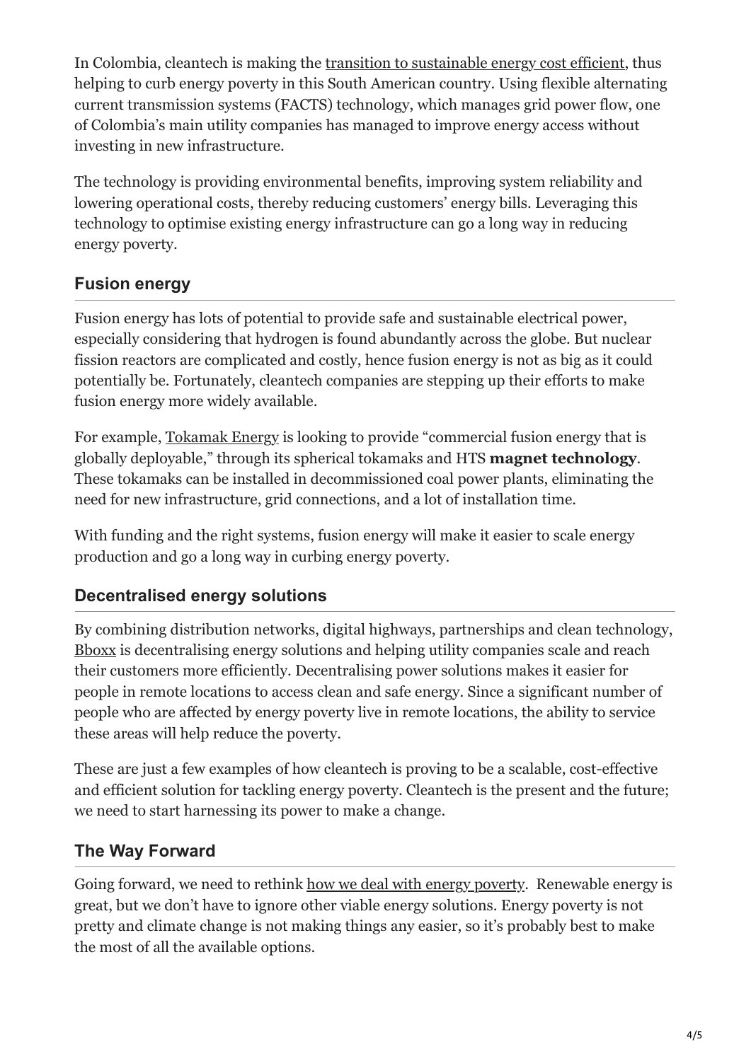In Colombia, cleantech is making the transition to sustainable energy cost efficient, thus helping to curb energy poverty in this South American country. Using flexible alternating current transmission systems (FACTS) technology, which manages grid power flow, one of Colombia's main utility companies has managed to improve energy access without investing in new infrastructure.

The technology is providing environmental benefits, improving system reliability and lowering operational costs, thereby reducing customers' energy bills. Leveraging this technology to optimise existing energy infrastructure can go a long way in reducing energy poverty.

## Fusion energy

Fusion energy has lots of potential to provide safe and sustainable electrical power, especially considering that hydrogen is found abundantly across the globe. But nuclear fission reactors are complicated and costly, hence fusion energy is not as big as it could potentially be. Fortunately, cleantech companies are stepping up their efforts to make fusion energy more widely available.

For example, Tokamak Energy is looking to provide "commercial fusion energy that is globally deployable," through its spherical tokamaks and HTS **magnet technology**. These tokamaks can be installed in decommissioned coal power plants, eliminating the need for new infrastructure, grid connections, and a lot of installation time.

With funding and the right systems, fusion energy will make it easier to scale energy production and go a long way in curbing energy poverty.

## Decentralised energy solutions

By combining distribution networks, digital highways, partnerships and clean technology, Bboxx is decentralising energy solutions and helping utility companies scale and reach their customers more efficiently. Decentralising power solutions makes it easier for people in remote locations to access clean and safe energy. Since a significant number of people who are affected by energy poverty live in remote locations, the ability to service these areas will help reduce the poverty.

These are just a few examples of how cleantech is proving to be a scalable, cost-effective and efficient solution for tackling energy poverty. Cleantech is the present and the future; we need to start harnessing its power to make a change.

## The Way Forward

Going forward, we need to rethink how we deal with energy poverty. Renewable energy is great, but we don't have to ignore other viable energy solutions. Energy poverty is not pretty and climate change is not making things any easier, so it's probably best to make the most of all the available options.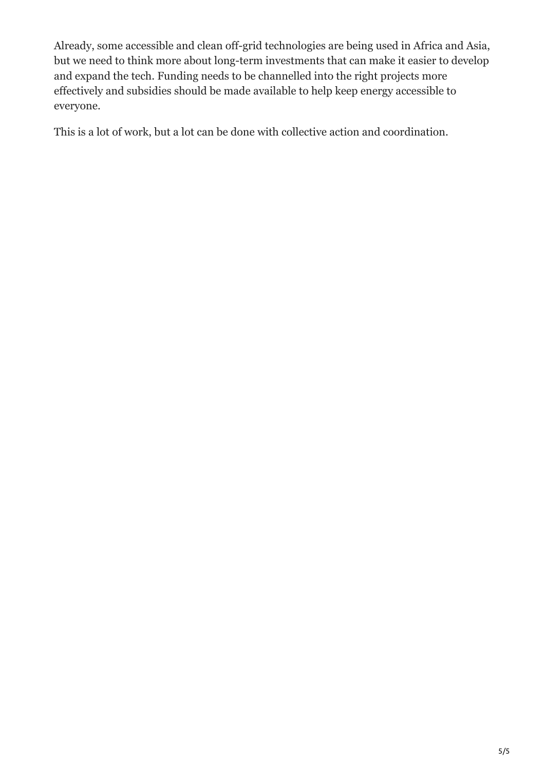Already, some accessible and clean off-grid technologies are being used in Africa and Asia, but we need to think more about long-term investments that can make it easier to develop and expand the tech. Funding needs to be channelled into the right projects more effectively and subsidies should be made available to help keep energy accessible to everyone.

This is a lot of work, but a lot can be done with collective action and coordination.